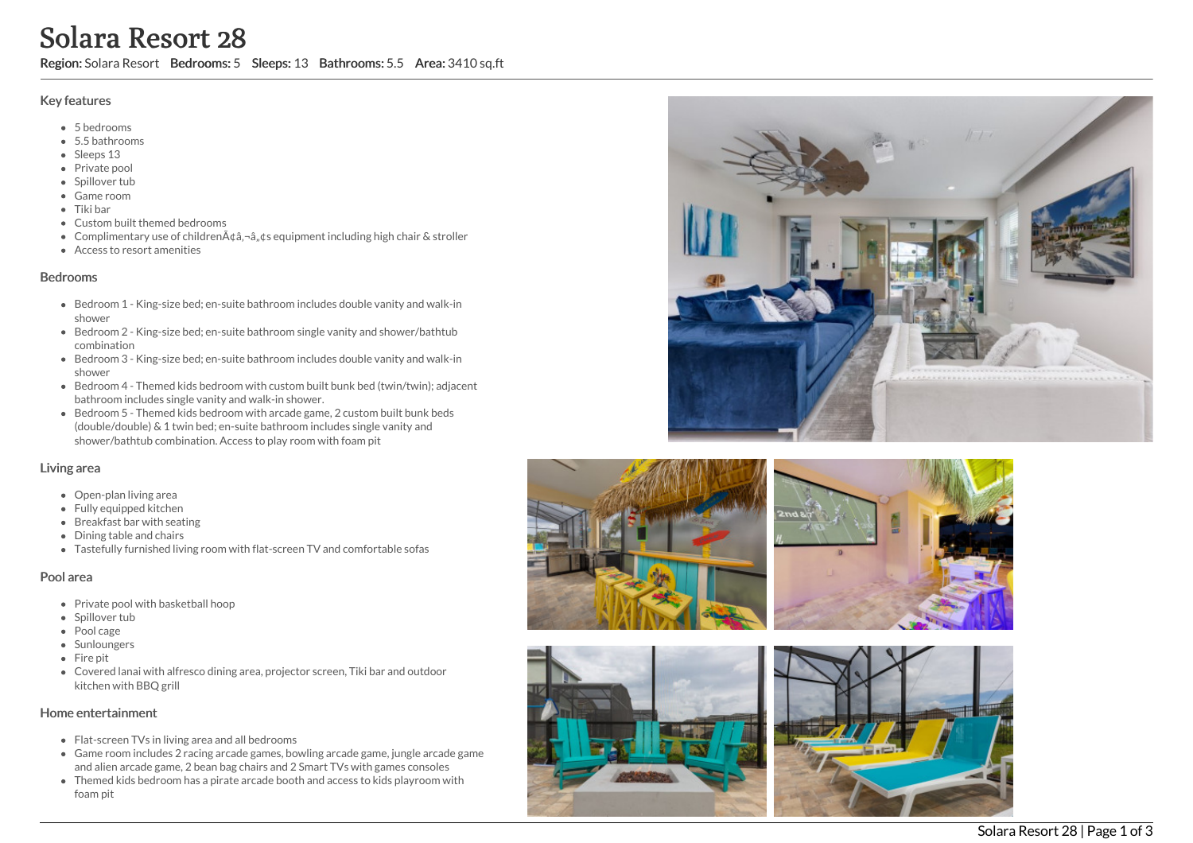# Solara Resort 28

**Region:** Solara Resort **Bedrooms:** 5 **Sleeps:** 13 **Bathrooms:** 5.5 **Area:** 3410 sq.ft

## Key features

- 5 bedrooms
- 5.5 bathrooms
- Sleeps 13
- Private pool
- Spillover tub
- Game room
- Tiki bar
- Custom built themed bedrooms
- Complimentary use of childrenÃ¢â‚¬â„¢s equipment including high chair & stroller
- Access to resort amenities

## Bedrooms

- Bedroom 1 - King-size bed; en-suite bathroom includes double vanity and walk-in shower
- Bedroom 2 - King-size bed; en-suite bathroom single vanity and shower/bathtub combination
- Bedroom 3 - King-size bed; en-suite bathroom includes double vanity and walk-in shower
- Bedroom 4 - Themed kids bedroom with custom built bunk bed (twin/twin); adjacent bathroom includes single vanity and walk-in shower.
- Bedroom 5 - Themed kids bedroom with arcade game, 2 custom built bunk beds (double/double) & 1 twin bed; en-suite bathroom includes single vanity and shower/bathtub combination. Access to play room with foam pit

## Living area

- Open-plan living area
- Fully equipped kitchen
- Breakfast bar with seating
- Dining table and chairs
- Tastefully furnished living room with flat-screen TV and comfortable sofas

## Pool area

- Private pool with basketball hoop
- Spillover tub
- Pool cage
- Sunloungers
- Fire pit
- Covered lanai with alfresco dining area, projector screen, Tiki bar and outdoor kitchen with BBQ grill

## Home entertainment

- Flat-screen TVs in living area and all bedrooms
- Game room includes 2 racing arcade games, bowling arcade game, jungle arcade game and alien arcade game, 2 bean bag chairs and 2 Smart TVs with games consoles
- Themed kids bedroom has a pirate arcade booth and access to kids playroom with foam pit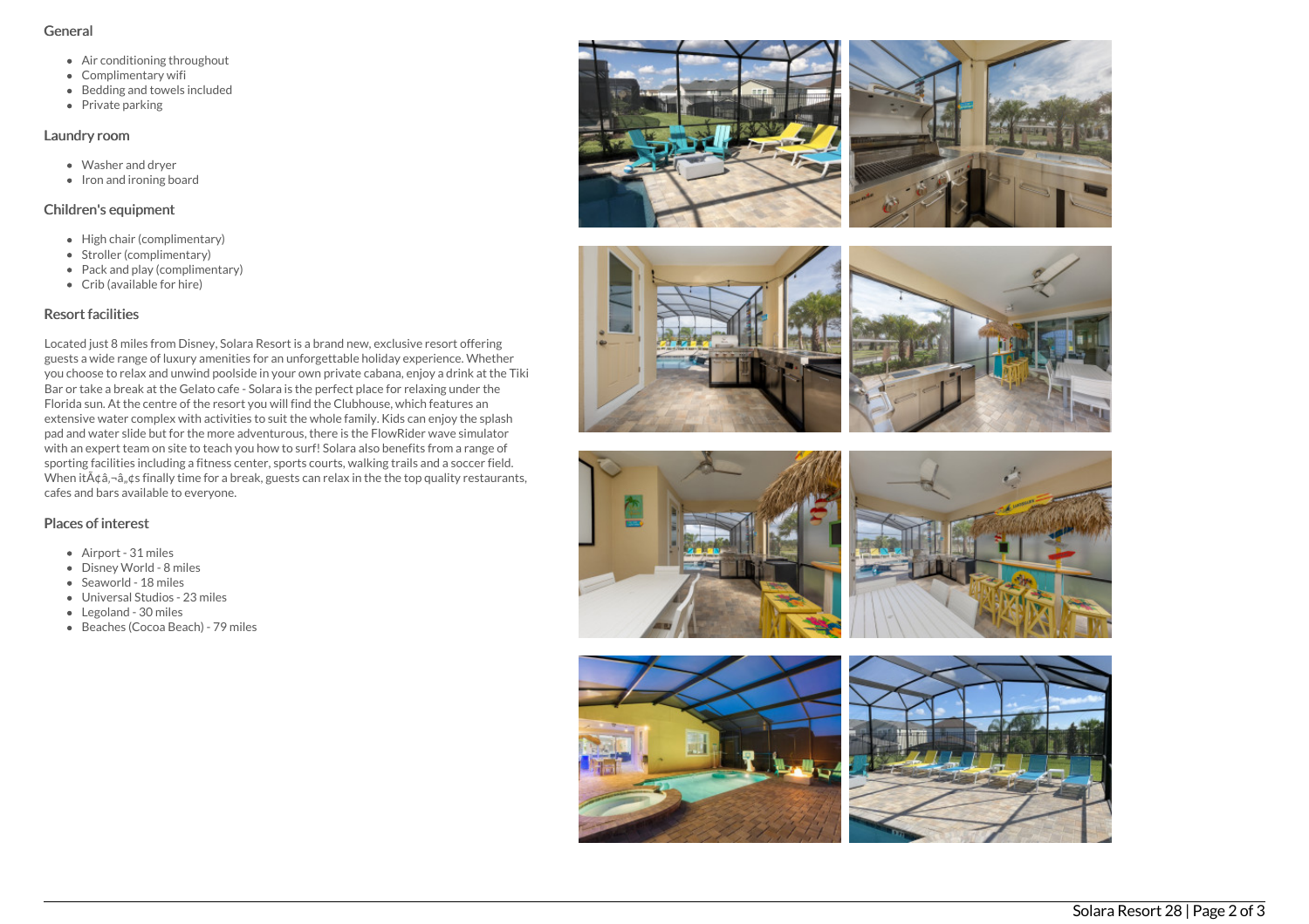## General

- Air conditioning throughout
- Complimentary wifi
- Bedding and towels included
- Private parking

## Laundry room

- Washer and dryer
- Iron and ironing board

## Children's equipment

- High chair (complimentary)
- Stroller (complimentary)
- Pack and play (complimentary)
- Crib (available for hire)

## Resort facilities

Located just 8 miles from Disney, Solara Resort is a brand new, exclusive resort offering guests a wide range of luxury amenities for an unforgettable holiday experience. Whether you choose to relax and unwind poolside in your own private cabana, enjoy a drink at the Tiki Bar or take a break at the Gelato cafe - Solara is the perfect place for relaxing under the Florida sun. At the centre of the resort you will find the Clubhouse, which features an extensive water complex with activities to suit the whole family. Kids can enjoy the splash pad and water slide but for the more adventurous, there is the FlowRider wave simulator with an expert team on site to teach you how to surf! Solara also benefits from a range of sporting facilities including a fitness center, sports courts, walking trails and a soccer field. When itÃ¢â‚¬â„¢s finally time for a break, guests can relax in the the top quality restaurants, cafes and bars available to everyone.

## Places of interest

- Airport - 31 miles
- Disney World - 8 miles
- Seaworld - 18 miles
- Universal Studios - 23 miles
- Legoland - 30 miles
- Beaches (Cocoa Beach) - 79 miles